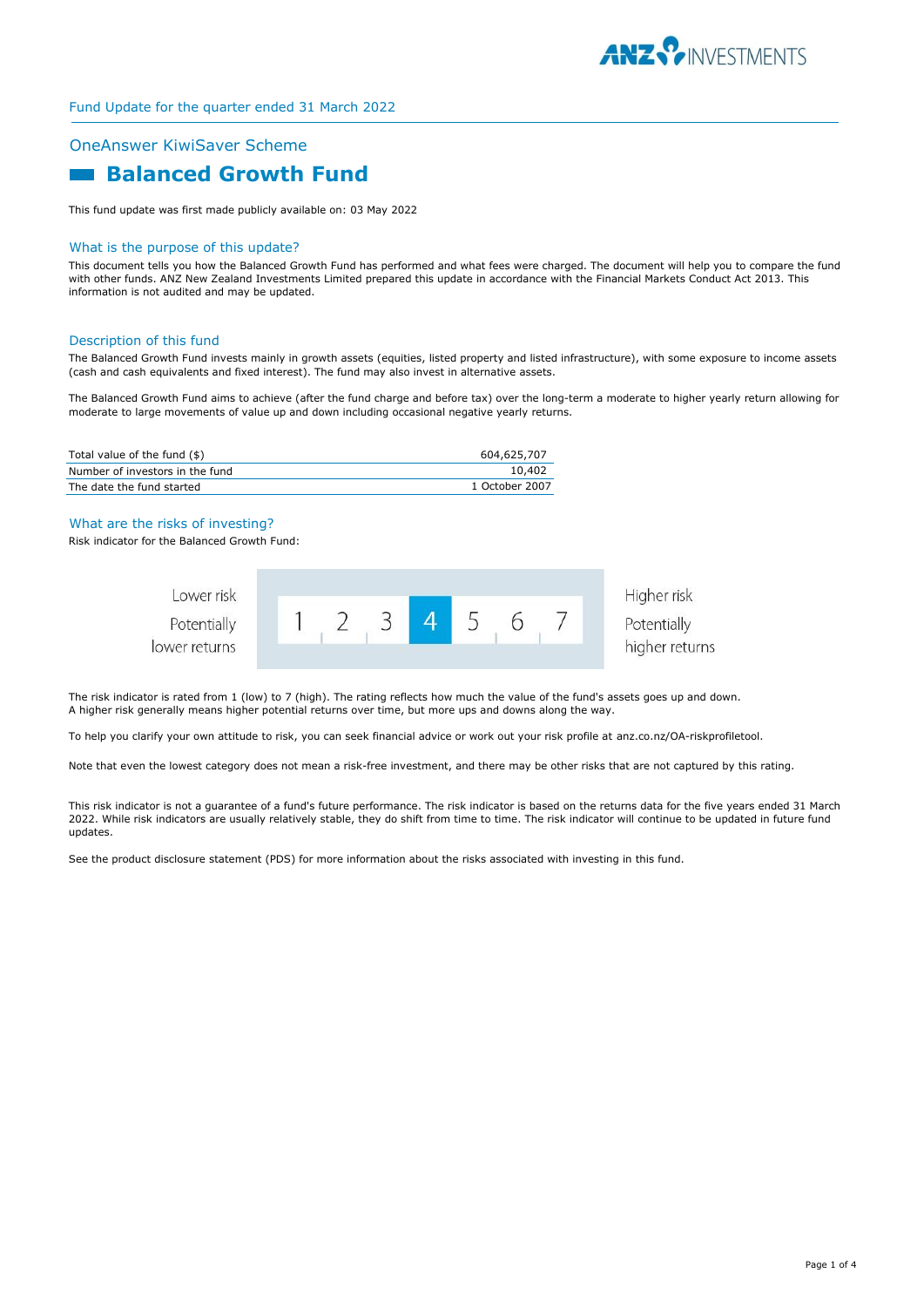Fund Update for the quarter ended 31 March 2022

## OneAnswer KiwiSaver Scheme

# Balanced Growth Fund

This fund update was first made publicly available on: 03 May 2022

## What is the purpose of this update?

This document tells you how the Balanced Growth Fund has performed and what fees were charged. The document will help you to compare the fund with other funds. ANZ New Zealand Investments Limited prepared this update in accordance with the Financial Markets Conduct Act 2013. This information is not audited and may be updated.

## Description of this fund

The Balanced Growth Fund invests mainly in growth assets (equities, listed property and listed infrastructure), with some exposure to income assets (cash and cash equivalents and fixed interest). The fund may also invest in alternative assets.

The Balanced Growth Fund aims to achieve (after the fund charge and before tax) over the long-term a moderate to higher yearly return allowing for moderate to large movements of value up and down including occasional negative yearly returns.

| | |
|---|---|
| Total value of the fund ($) | 604,625,707 |
| Number of investors in the fund | 10,402 |
| The date the fund started | 1 October 2007 |

## What are the risks of investing?

Risk indicator for the Balanced Growth Fund:

| Lower risk<br>Potentially lower returns | 1 | 2 | 3 | **4** | 5 | 6 | 7 | Higher risk<br>Potentially higher returns |
|---|---|---|---|---|---|---|---|---|

The risk indicator is rated from 1 (low) to 7 (high). The rating reflects how much the value of the fund's assets goes up and down. A higher risk generally means higher potential returns over time, but more ups and downs along the way.

To help you clarify your own attitude to risk, you can seek financial advice or work out your risk profile at anz.co.nz/OA-riskprofiletool.

Note that even the lowest category does not mean a risk-free investment, and there may be other risks that are not captured by this rating.

This risk indicator is not a guarantee of a fund's future performance. The risk indicator is based on the returns data for the five years ended 31 March 2022. While risk indicators are usually relatively stable, they do shift from time to time. The risk indicator will continue to be updated in future fund updates.

See the product disclosure statement (PDS) for more information about the risks associated with investing in this fund.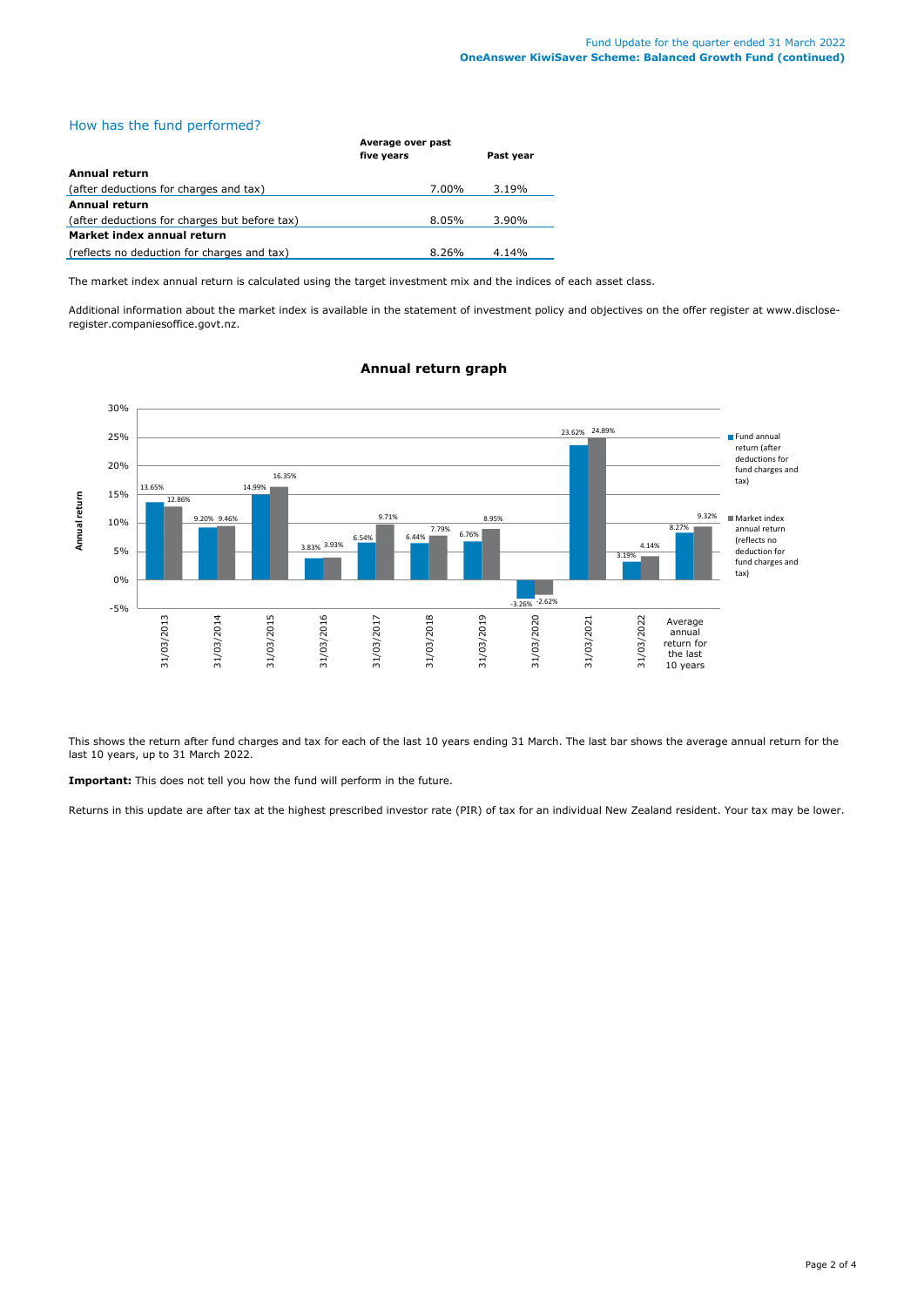## How has the fund performed?

| | Average over past five years | Past year |
|---|---|---|
| **Annual return** | | |
| (after deductions for charges and tax) | 7.00% | 3.19% |
| **Annual return** | | |
| (after deductions for charges but before tax) | 8.05% | 3.90% |
| **Market index annual return** | | |
| (reflects no deduction for charges and tax) | 8.26% | 4.14% |

The market index annual return is calculated using the target investment mix and the indices of each asset class.

Additional information about the market index is available in the statement of investment policy and objectives on the offer register at www.disclose-register.companiesoffice.govt.nz.

### Annual return graph

| | Fund annual return (after deductions for fund charges and tax) | Market index annual return (reflects no deduction for fund charges and tax) |
|---|---|---|
| 31/03/2013 | 13.65% | 12.86% |
| 31/03/2014 | 9.20% | 9.46% |
| 31/03/2015 | 14.99% | 16.35% |
| 31/03/2016 | 3.83% | 3.93% |
| 31/03/2017 | 6.54% | 9.71% |
| 31/03/2018 | 6.44% | 7.79% |
| 31/03/2019 | 6.76% | 8.95% |
| 31/03/2020 | -3.26% | -2.62% |
| 31/03/2021 | 23.62% | 24.89% |
| 31/03/2022 | 3.19% | 4.14% |
| Average annual return for the last 10 years | 8.27% | 9.32% |

This shows the return after fund charges and tax for each of the last 10 years ending 31 March. The last bar shows the average annual return for the last 10 years, up to 31 March 2022.

**Important:** This does not tell you how the fund will perform in the future.

Returns in this update are after tax at the highest prescribed investor rate (PIR) of tax for an individual New Zealand resident. Your tax may be lower.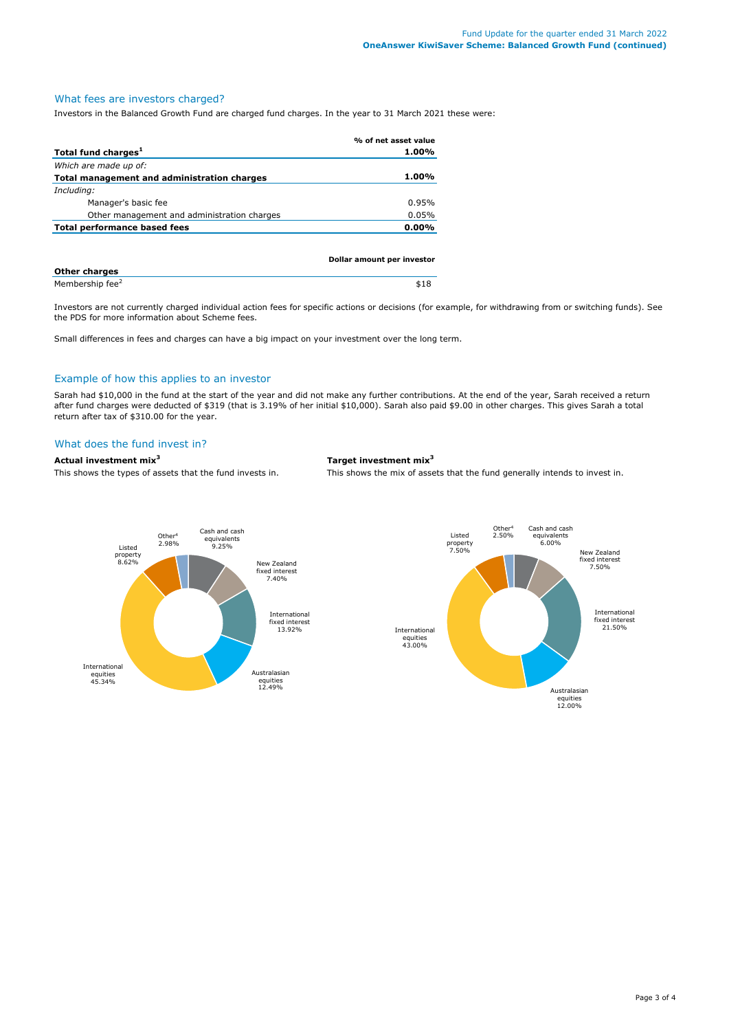## What fees are investors charged?

Investors in the Balanced Growth Fund are charged fund charges. In the year to 31 March 2021 these were:

| | % of net asset value |
|---|---|
| **Total fund charges[1]** | **1.00%** |
| *Which are made up of:* | |
| **Total management and administration charges** | **1.00%** |
| *Including:* | |
| Manager's basic fee | 0.95% |
| Other management and administration charges | 0.05% |
| **Total performance based fees** | **0.00%** |

| | Dollar amount per investor |
|---|---|
| **Other charges** | |
| Membership fee[2] | $18 |

Investors are not currently charged individual action fees for specific actions or decisions (for example, for withdrawing from or switching funds). See the PDS for more information about Scheme fees.

Small differences in fees and charges can have a big impact on your investment over the long term.

## Example of how this applies to an investor

Sarah had $10,000 in the fund at the start of the year and did not make any further contributions. At the end of the year, Sarah received a return after fund charges were deducted of $319 (that is 3.19% of her initial $10,000). Sarah also paid $9.00 in other charges. This gives Sarah a total return after tax of $310.00 for the year.

## What does the fund invest in?

**Actual investment mix[3]**

This shows the types of assets that the fund invests in.

| Asset type | Actual investment mix |
|---|---|
| Cash and cash equivalents | 9.25% |
| New Zealand fixed interest | 7.40% |
| International fixed interest | 13.92% |
| Australasian equities | 12.49% |
| International equities | 45.34% |
| Listed property | 8.62% |
| Other[4] | 2.98% |

**Target investment mix[3]**

This shows the mix of assets that the fund generally intends to invest in.

| Asset type | Target investment mix |
|---|---|
| Cash and cash equivalents | 6.00% |
| New Zealand fixed interest | 7.50% |
| International fixed interest | 21.50% |
| Australasian equities | 12.00% |
| International equities | 43.00% |
| Listed property | 7.50% |
| Other[4] | 2.50% |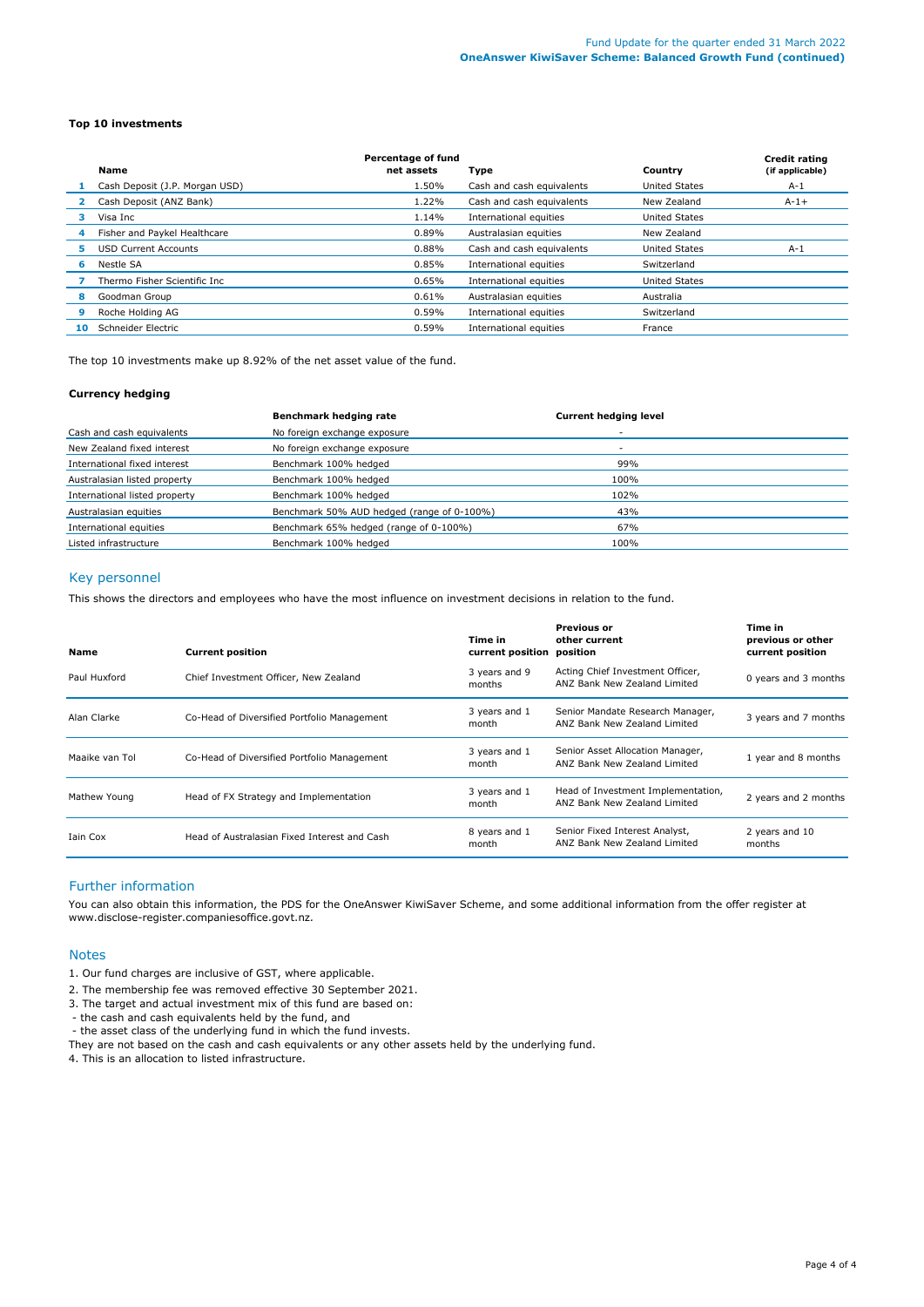### Top 10 investments

| | Name | Percentage of fund net assets | Type | Country | Credit rating (if applicable) |
|---|---|---|---|---|---|
| 1 | Cash Deposit (J.P. Morgan USD) | 1.50% | Cash and cash equivalents | United States | A-1 |
| 2 | Cash Deposit (ANZ Bank) | 1.22% | Cash and cash equivalents | New Zealand | A-1+ |
| 3 | Visa Inc | 1.14% | International equities | United States | |
| 4 | Fisher and Paykel Healthcare | 0.89% | Australasian equities | New Zealand | |
| 5 | USD Current Accounts | 0.88% | Cash and cash equivalents | United States | A-1 |
| 6 | Nestle SA | 0.85% | International equities | Switzerland | |
| 7 | Thermo Fisher Scientific Inc | 0.65% | International equities | United States | |
| 8 | Goodman Group | 0.61% | Australasian equities | Australia | |
| 9 | Roche Holding AG | 0.59% | International equities | Switzerland | |
| 10 | Schneider Electric | 0.59% | International equities | France | |

The top 10 investments make up 8.92% of the net asset value of the fund.

### Currency hedging

| | Benchmark hedging rate | Current hedging level |
|---|---|---|
| Cash and cash equivalents | No foreign exchange exposure | - |
| New Zealand fixed interest | No foreign exchange exposure | - |
| International fixed interest | Benchmark 100% hedged | 99% |
| Australasian listed property | Benchmark 100% hedged | 100% |
| International listed property | Benchmark 100% hedged | 102% |
| Australasian equities | Benchmark 50% AUD hedged (range of 0-100%) | 43% |
| International equities | Benchmark 65% hedged (range of 0-100%) | 67% |
| Listed infrastructure | Benchmark 100% hedged | 100% |

## Key personnel

This shows the directors and employees who have the most influence on investment decisions in relation to the fund.

| Name | Current position | Time in current position | Previous or other current position | Time in previous or other current position |
|---|---|---|---|---|
| Paul Huxford | Chief Investment Officer, New Zealand | 3 years and 9 months | Acting Chief Investment Officer, ANZ Bank New Zealand Limited | 0 years and 3 months |
| Alan Clarke | Co-Head of Diversified Portfolio Management | 3 years and 1 month | Senior Mandate Research Manager, ANZ Bank New Zealand Limited | 3 years and 7 months |
| Maaike van Tol | Co-Head of Diversified Portfolio Management | 3 years and 1 month | Senior Asset Allocation Manager, ANZ Bank New Zealand Limited | 1 year and 8 months |
| Mathew Young | Head of FX Strategy and Implementation | 3 years and 1 month | Head of Investment Implementation, ANZ Bank New Zealand Limited | 2 years and 2 months |
| Iain Cox | Head of Australasian Fixed Interest and Cash | 8 years and 1 month | Senior Fixed Interest Analyst, ANZ Bank New Zealand Limited | 2 years and 10 months |

## Further information

You can also obtain this information, the PDS for the OneAnswer KiwiSaver Scheme, and some additional information from the offer register at www.disclose-register.companiesoffice.govt.nz.

## Notes

1. Our fund charges are inclusive of GST, where applicable.
2. The membership fee was removed effective 30 September 2021.
3. The target and actual investment mix of this fund are based on:
   - the cash and cash equivalents held by the fund, and
   - the asset class of the underlying fund in which the fund invests.

   They are not based on the cash and cash equivalents or any other assets held by the underlying fund.
4. This is an allocation to listed infrastructure.